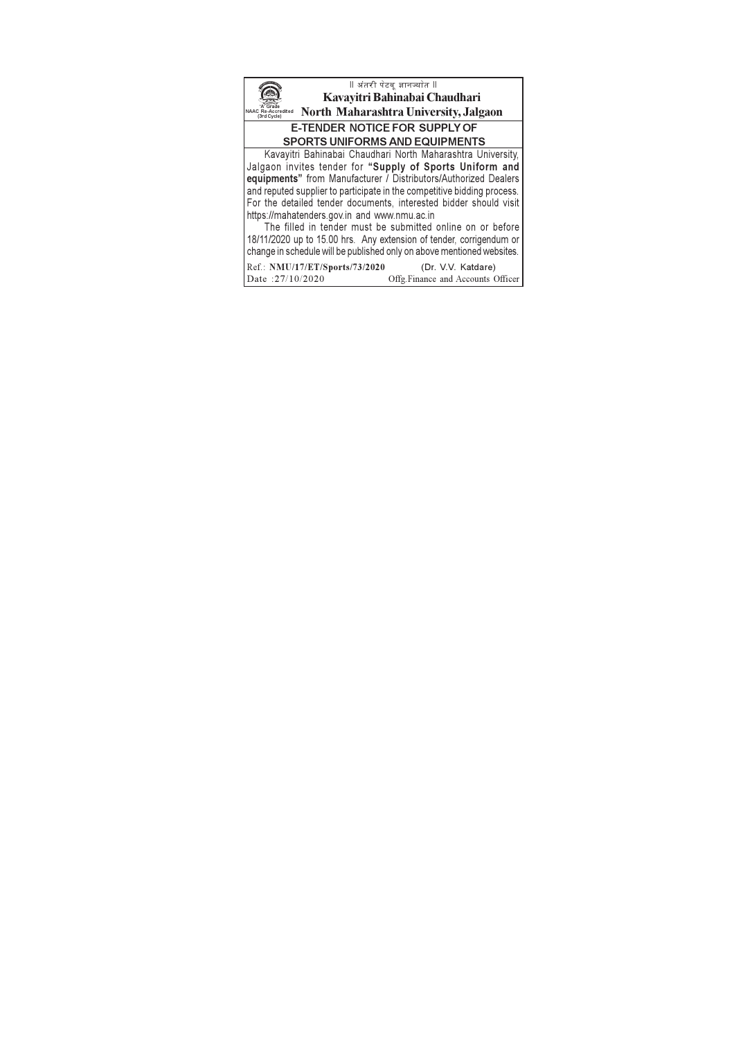॥ अंतरी पेटवू ज्ञानज्योत ॥

'A' Grade
NAAC Re-Accredited
(3rd Cycle)

# Kavayitri Bahinabai Chaudhari North Maharashtra University, Jalgaon

## E-TENDER NOTICE FOR SUPPLY OF SPORTS UNIFORMS AND EQUIPMENTS

Kavayitri Bahinabai Chaudhari North Maharashtra University, Jalgaon invites tender for **"Supply of Sports Uniform and equipments"** from Manufacturer / Distributors/Authorized Dealers and reputed supplier to participate in the competitive bidding process. For the detailed tender documents, interested bidder should visit https://mahatenders.gov.in and www.nmu.ac.in

The filled in tender must be submitted online on or before 18/11/2020 up to 15.00 hrs. Any extension of tender, corrigendum or change in schedule will be published only on above mentioned websites.

Ref.: **NMU/17/ET/Sports/73/2020**

Date :27/10/2020

(Dr. V.V. Katdare)

Offg.Finance and Accounts Officer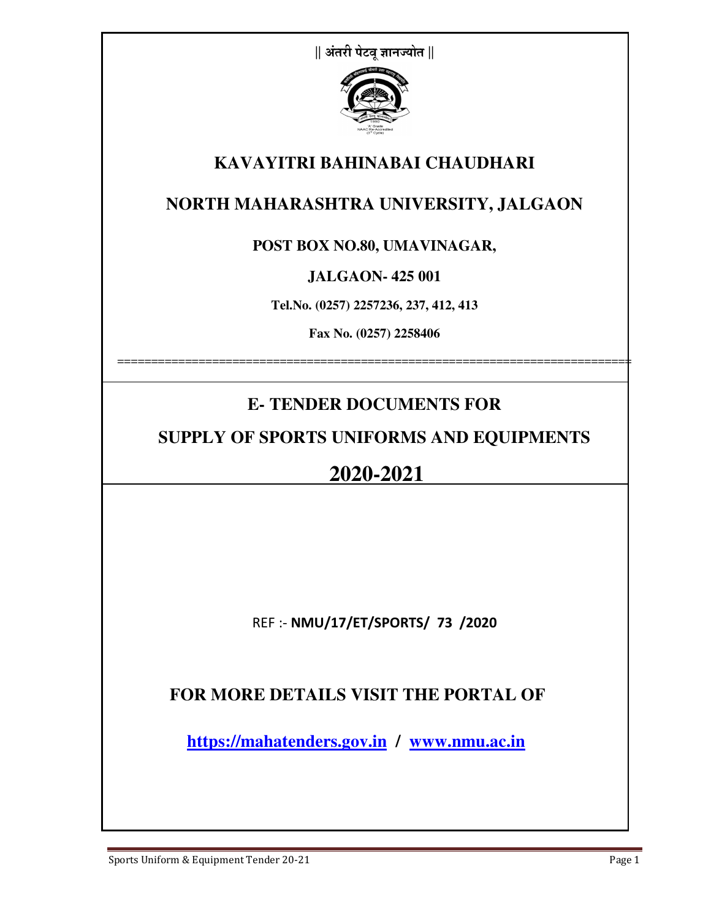|| अंतरी पेटवू ज्ञानज्योत ||

# KAVAYITRI BAHINABAI CHAUDHARI

# NORTH MAHARASHTRA UNIVERSITY, JALGAON

**POST BOX NO.80, UMAVINAGAR,**

**JALGAON- 425 001**

**Tel.No. (0257) 2257236, 237, 412, 413**

**Fax No. (0257) 2258406**

=======================================================================

## E- TENDER DOCUMENTS FOR

## SUPPLY OF SPORTS UNIFORMS AND EQUIPMENTS

# 2020-2021

REF :- **NMU/17/ET/SPORTS/ 73 /2020**

## FOR MORE DETAILS VISIT THE PORTAL OF

**[https://mahatenders.gov.in](https://mahatenders.gov.in) / [www.nmu.ac.in](http://www.nmu.ac.in)**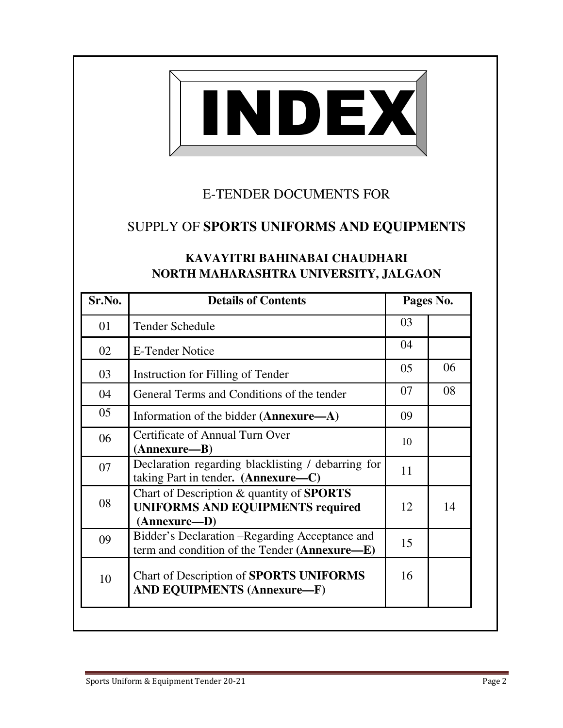# INDEX

## E-TENDER DOCUMENTS FOR

## SUPPLY OF **SPORTS UNIFORMS AND EQUIPMENTS**

### KAVAYITRI BAHINABAI CHAUDHARI NORTH MAHARASHTRA UNIVERSITY, JALGAON

| Sr.No. | Details of Contents | Pages No. | |
|---|---|---|---|
| 01 | Tender Schedule | 03 | |
| 02 | E-Tender Notice | 04 | |
| 03 | Instruction for Filling of Tender | 05 | 06 |
| 04 | General Terms and Conditions of the tender | 07 | 08 |
| 05 | Information of the bidder **(Annexure—A)** | 09 | |
| 06 | Certificate of Annual Turn Over **(Annexure—B)** | 10 | |
| 07 | Declaration regarding blacklisting / debarring for taking Part in tender**. (Annexure—C)** | 11 | |
| 08 | Chart of Description & quantity of **SPORTS UNIFORMS AND EQUIPMENTS required (Annexure—D)** | 12 | 14 |
| 09 | Bidder's Declaration –Regarding Acceptance and term and condition of the Tender **(Annexure—E)** | 15 | |
| 10 | Chart of Description of **SPORTS UNIFORMS AND EQUIPMENTS (Annexure—F)** | 16 | |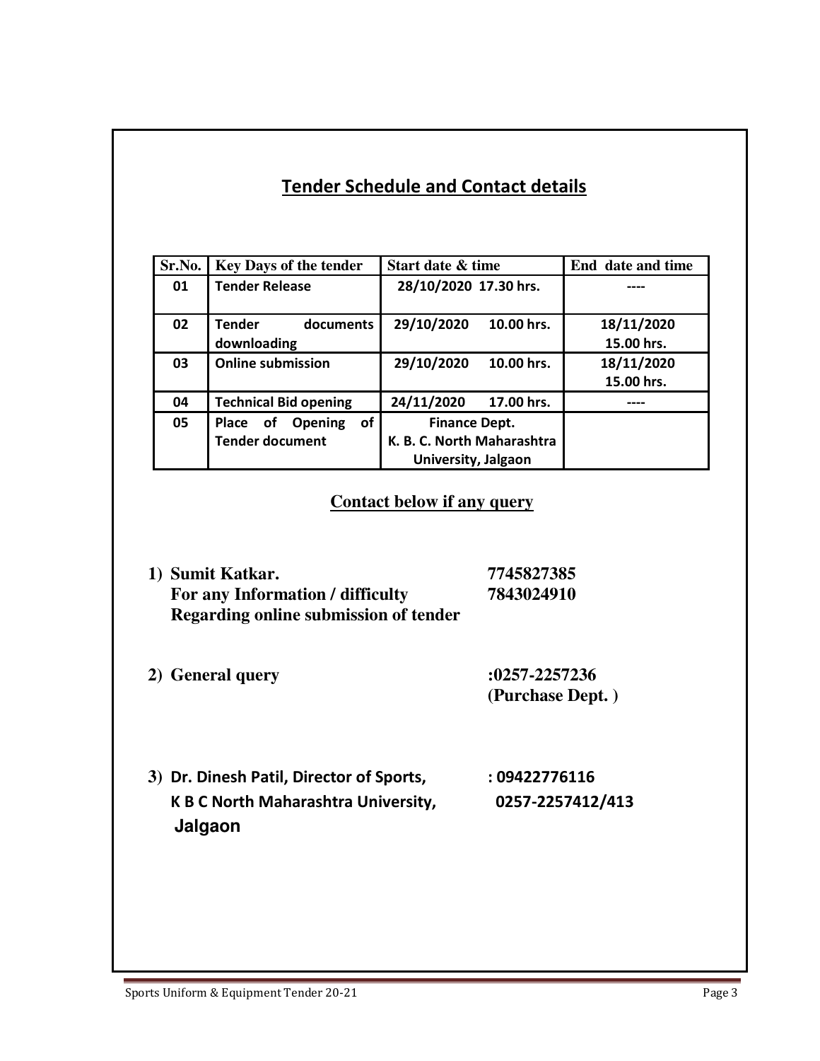## Tender Schedule and Contact details

| Sr.No. | Key Days of the tender | Start date & time | End date and time |
|---|---|---|---|
| 01 | Tender Release | 28/10/2020 17.30 hrs. | ---- |
| 02 | Tender documents downloading | 29/10/2020 10.00 hrs. | 18/11/2020 15.00 hrs. |
| 03 | Online submission | 29/10/2020 10.00 hrs. | 18/11/2020 15.00 hrs. |
| 04 | Technical Bid opening | 24/11/2020 17.00 hrs. | ---- |
| 05 | Place of Opening of Tender document | Finance Dept. K. B. C. North Maharashtra University, Jalgaon | |

### Contact below if any query

1) **Sumit Katkar.** **7745827385**
   **For any Information / difficulty** **7843024910**
   **Regarding online submission of tender**

2) **General query** **:0257-2257236**
   **(Purchase Dept. )**

3) **Dr. Dinesh Patil, Director of Sports,** **: 09422776116**
   **K B C North Maharashtra University,** **0257-2257412/413**
   **Jalgaon**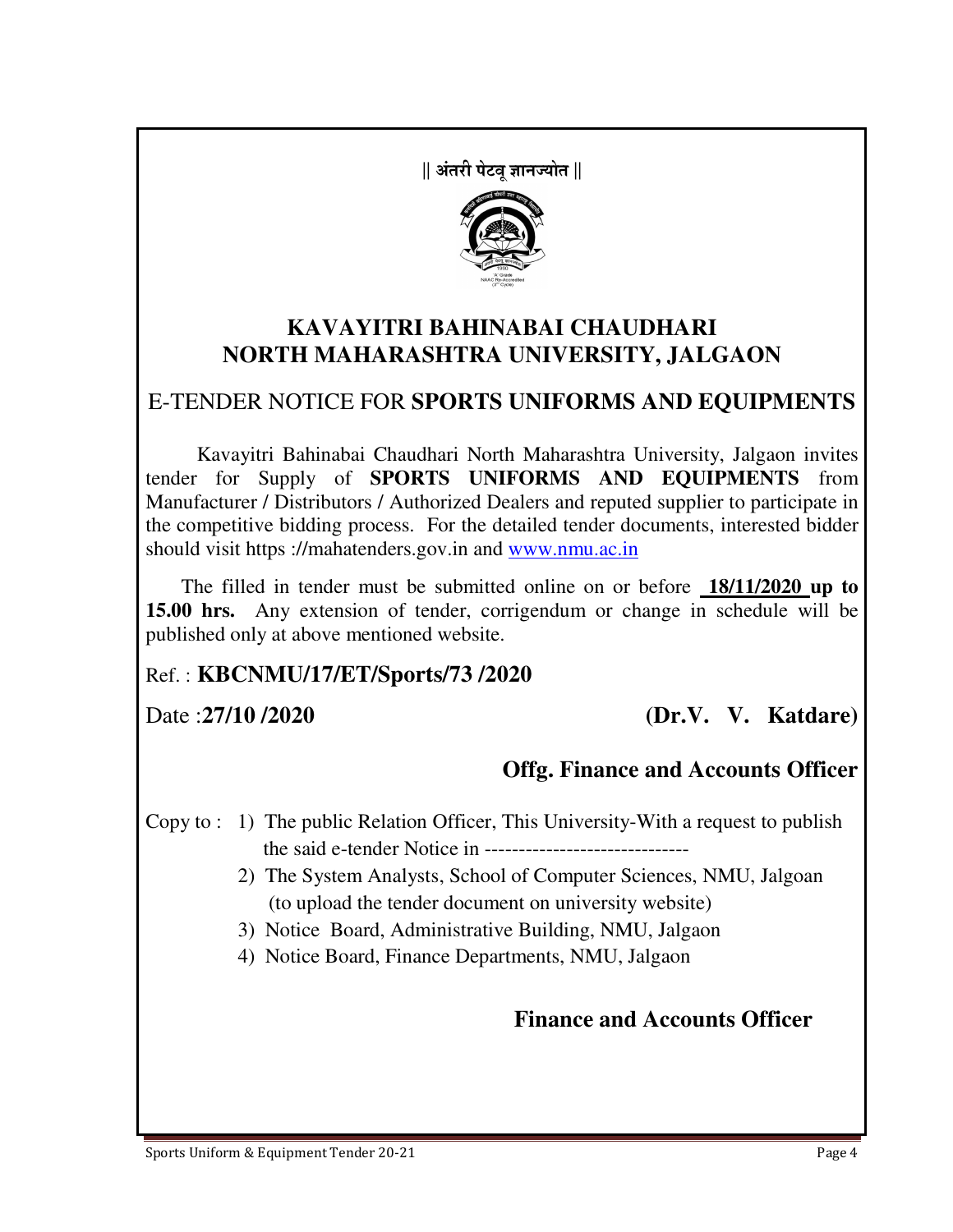|| अंतरी पेटवू ज्ञानज्योत ||

# KAVAYITRI BAHINABAI CHAUDHARI NORTH MAHARASHTRA UNIVERSITY, JALGAON

## E-TENDER NOTICE FOR **SPORTS UNIFORMS AND EQUIPMENTS**

Kavayitri Bahinabai Chaudhari North Maharashtra University, Jalgaon invites tender for Supply of **SPORTS UNIFORMS AND EQUIPMENTS** from Manufacturer / Distributors / Authorized Dealers and reputed supplier to participate in the competitive bidding process. For the detailed tender documents, interested bidder should visit https ://mahatenders.gov.in and www.nmu.ac.in

The filled in tender must be submitted online on or before **18/11/2020 up to 15.00 hrs.** Any extension of tender, corrigendum or change in schedule will be published only at above mentioned website.

Ref. : **KBCNMU/17/ET/Sports/73 /2020**

Date :**27/10 /2020**

**(Dr.V. V. Katdare)**

**Offg. Finance and Accounts Officer**

Copy to :
1) The public Relation Officer, This University-With a request to publish the said e-tender Notice in ------------------------------
2) The System Analysts, School of Computer Sciences, NMU, Jalgoan (to upload the tender document on university website)
3) Notice Board, Administrative Building, NMU, Jalgaon
4) Notice Board, Finance Departments, NMU, Jalgaon

**Finance and Accounts Officer**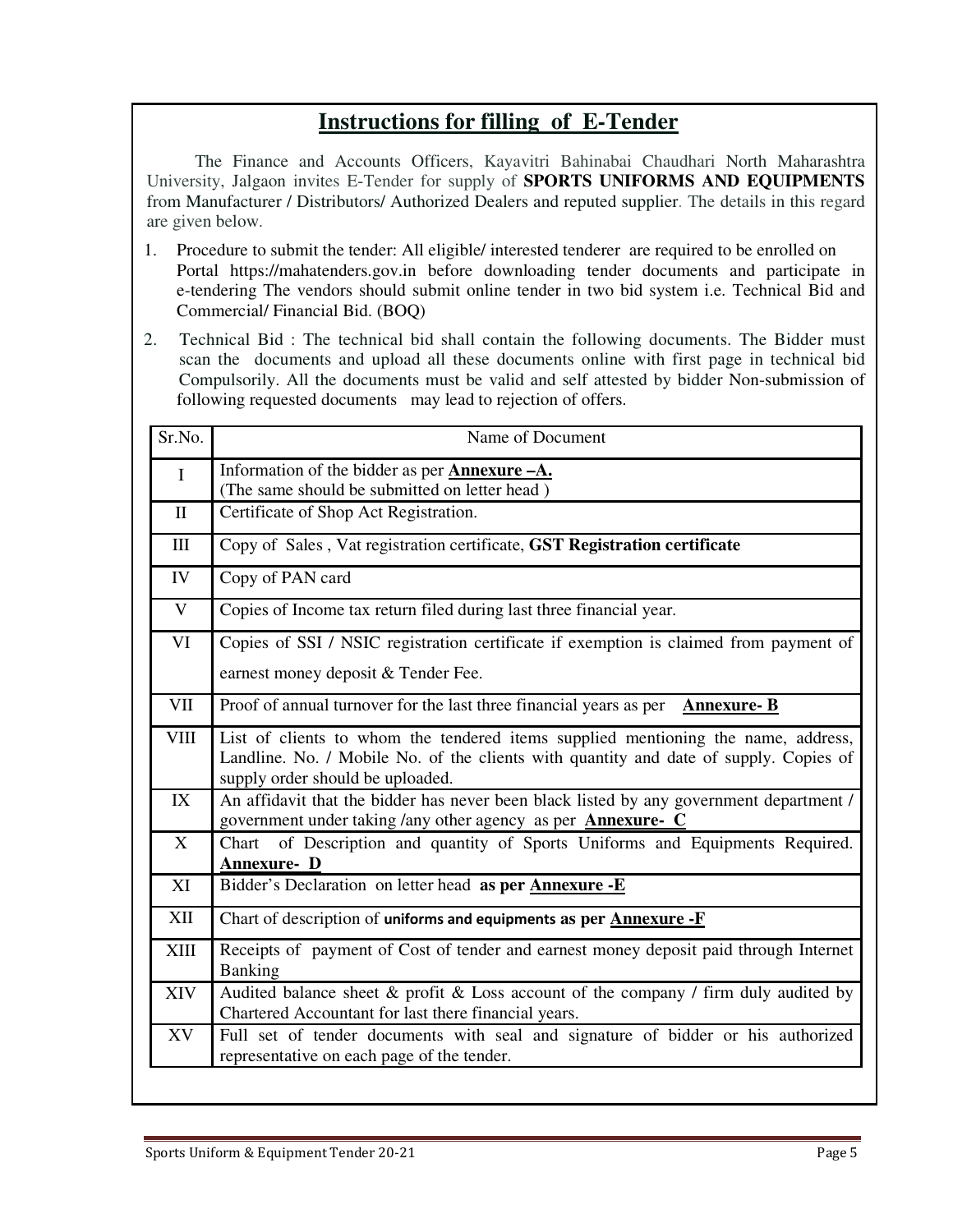# Instructions for filling of E-Tender

The Finance and Accounts Officers, Kayavitri Bahinabai Chaudhari North Maharashtra University, Jalgaon invites E-Tender for supply of **SPORTS UNIFORMS AND EQUIPMENTS** from Manufacturer / Distributors/ Authorized Dealers and reputed supplier. The details in this regard are given below.

1. Procedure to submit the tender: All eligible/ interested tenderer are required to be enrolled on Portal https://mahatenders.gov.in before downloading tender documents and participate in e-tendering The vendors should submit online tender in two bid system i.e. Technical Bid and Commercial/ Financial Bid. (BOQ)

2. Technical Bid : The technical bid shall contain the following documents. The Bidder must scan the documents and upload all these documents online with first page in technical bid Compulsorily. All the documents must be valid and self attested by bidder Non-submission of following requested documents may lead to rejection of offers.

| Sr.No. | Name of Document |
|---|---|
| I | Information of the bidder as per **Annexure –A.** (The same should be submitted on letter head ) |
| II | Certificate of Shop Act Registration. |
| III | Copy of Sales , Vat registration certificate, **GST Registration certificate** |
| IV | Copy of PAN card |
| V | Copies of Income tax return filed during last three financial year. |
| VI | Copies of SSI / NSIC registration certificate if exemption is claimed from payment of earnest money deposit & Tender Fee. |
| VII | Proof of annual turnover for the last three financial years as per **Annexure- B** |
| VIII | List of clients to whom the tendered items supplied mentioning the name, address, Landline. No. / Mobile No. of the clients with quantity and date of supply. Copies of supply order should be uploaded. |
| IX | An affidavit that the bidder has never been black listed by any government department / government under taking /any other agency as per **Annexure- C** |
| X | Chart of Description and quantity of Sports Uniforms and Equipments Required. **Annexure- D** |
| XI | Bidder's Declaration on letter head **as per Annexure -E** |
| XII | Chart of description of **uniforms and equipments as per Annexure -F** |
| XIII | Receipts of payment of Cost of tender and earnest money deposit paid through Internet Banking |
| XIV | Audited balance sheet & profit & Loss account of the company / firm duly audited by Chartered Accountant for last there financial years. |
| XV | Full set of tender documents with seal and signature of bidder or his authorized representative on each page of the tender. |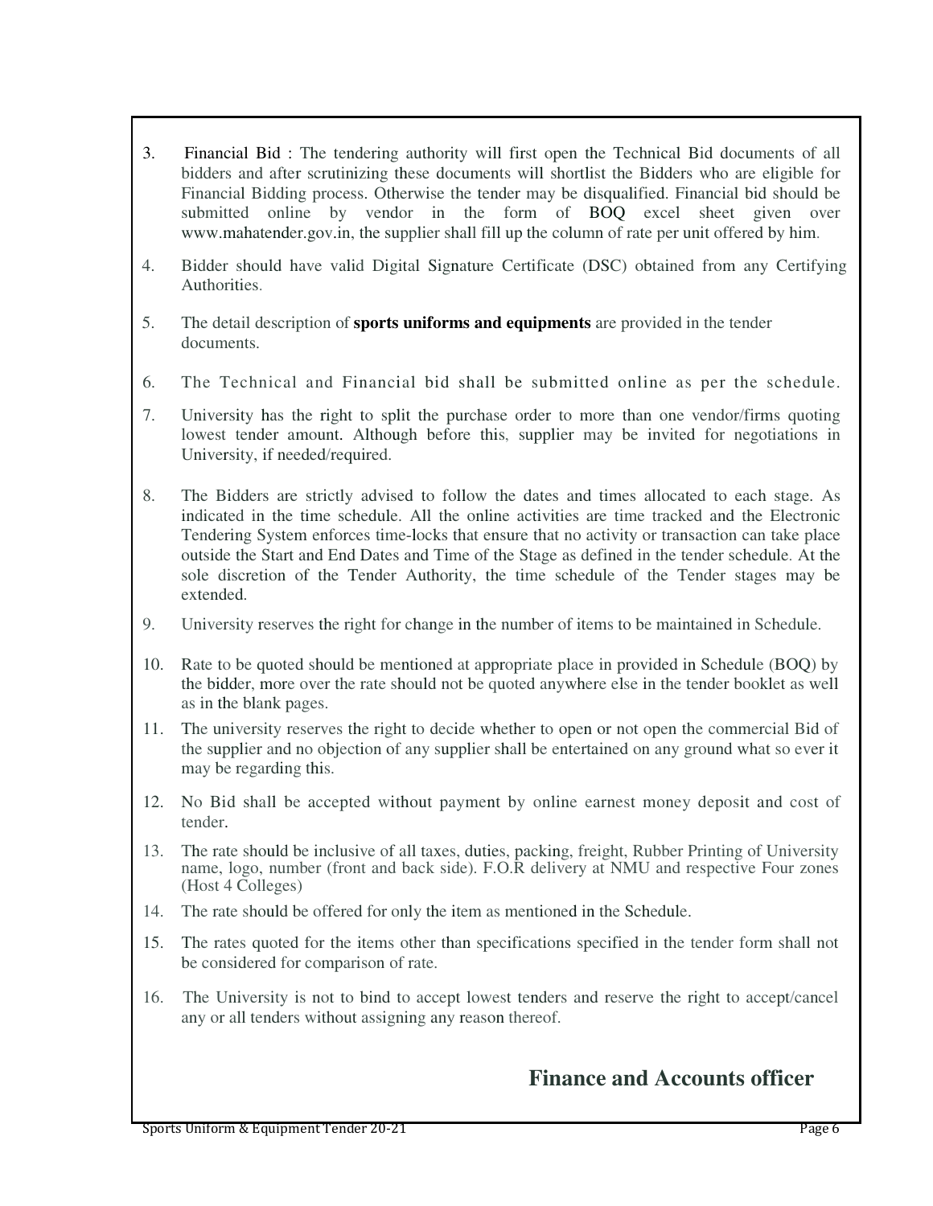3. Financial Bid : The tendering authority will first open the Technical Bid documents of all bidders and after scrutinizing these documents will shortlist the Bidders who are eligible for Financial Bidding process. Otherwise the tender may be disqualified. Financial bid should be submitted online by vendor in the form of BOQ excel sheet given over www.mahatender.gov.in, the supplier shall fill up the column of rate per unit offered by him.

4. Bidder should have valid Digital Signature Certificate (DSC) obtained from any Certifying Authorities.

5. The detail description of **sports uniforms and equipments** are provided in the tender documents.

6. The Technical and Financial bid shall be submitted online as per the schedule.

7. University has the right to split the purchase order to more than one vendor/firms quoting lowest tender amount. Although before this, supplier may be invited for negotiations in University, if needed/required.

8. The Bidders are strictly advised to follow the dates and times allocated to each stage. As indicated in the time schedule. All the online activities are time tracked and the Electronic Tendering System enforces time-locks that ensure that no activity or transaction can take place outside the Start and End Dates and Time of the Stage as defined in the tender schedule. At the sole discretion of the Tender Authority, the time schedule of the Tender stages may be extended.

9. University reserves the right for change in the number of items to be maintained in Schedule.

10. Rate to be quoted should be mentioned at appropriate place in provided in Schedule (BOQ) by the bidder, more over the rate should not be quoted anywhere else in the tender booklet as well as in the blank pages.

11. The university reserves the right to decide whether to open or not open the commercial Bid of the supplier and no objection of any supplier shall be entertained on any ground what so ever it may be regarding this.

12. No Bid shall be accepted without payment by online earnest money deposit and cost of tender.

13. The rate should be inclusive of all taxes, duties, packing, freight, Rubber Printing of University name, logo, number (front and back side). F.O.R delivery at NMU and respective Four zones (Host 4 Colleges)

14. The rate should be offered for only the item as mentioned in the Schedule.

15. The rates quoted for the items other than specifications specified in the tender form shall not be considered for comparison of rate.

16. The University is not to bind to accept lowest tenders and reserve the right to accept/cancel any or all tenders without assigning any reason thereof.

**Finance and Accounts officer**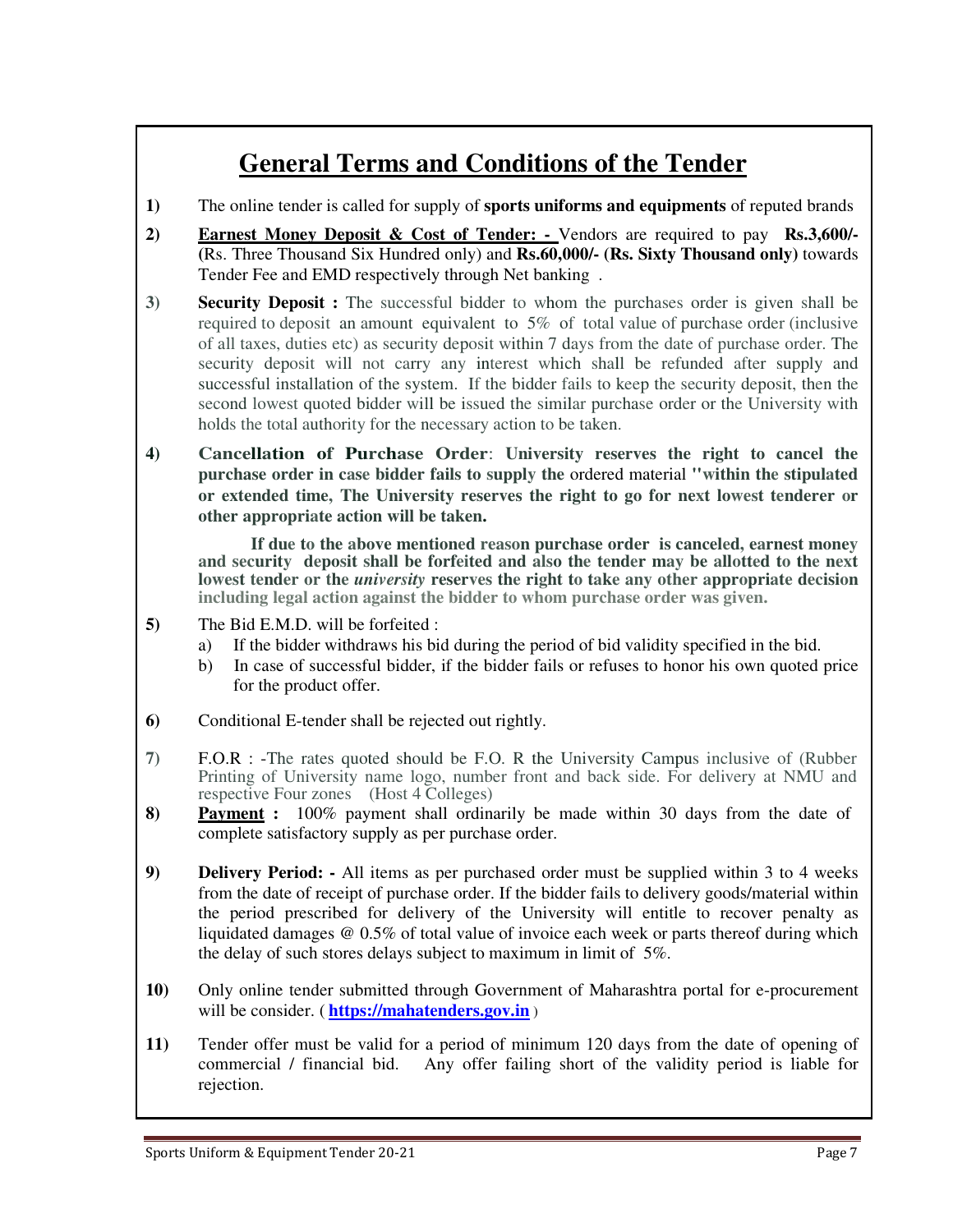# General Terms and Conditions of the Tender

1) The online tender is called for supply of **sports uniforms and equipments** of reputed brands

2) **Earnest Money Deposit & Cost of Tender: -** Vendors are required to pay **Rs.3,600/- (**Rs. Three Thousand Six Hundred only) and **Rs.60,000/- (Rs. Sixty Thousand only)** towards Tender Fee and EMD respectively through Net banking .

3) **Security Deposit :** The successful bidder to whom the purchases order is given shall be required to deposit an amount equivalent to 5% of total value of purchase order (inclusive of all taxes, duties etc) as security deposit within 7 days from the date of purchase order. The security deposit will not carry any interest which shall be refunded after supply and successful installation of the system. If the bidder fails to keep the security deposit, then the second lowest quoted bidder will be issued the similar purchase order or the University with holds the total authority for the necessary action to be taken.

4) **Cancellation of Purchase Order**: **University reserves the right to cancel the purchase order in case bidder fails to supply the** ordered material **"within the stipulated or extended time, The University reserves the right to go for next lowest tenderer or other appropriate action will be taken.**

   **If due to the above mentioned reason purchase order is canceled, earnest money and security deposit shall be forfeited and also the tender may be allotted to the next lowest tender or the *university* reserves the right to take any other appropriate decision including legal action against the bidder to whom purchase order was given.**

5) The Bid E.M.D. will be forfeited :
   a) If the bidder withdraws his bid during the period of bid validity specified in the bid.
   b) In case of successful bidder, if the bidder fails or refuses to honor his own quoted price for the product offer.

6) Conditional E-tender shall be rejected out rightly.

7) F.O.R : -The rates quoted should be F.O. R the University Campus inclusive of (Rubber Printing of University name logo, number front and back side. For delivery at NMU and respective Four zones (Host 4 Colleges)

8) **Payment :** 100% payment shall ordinarily be made within 30 days from the date of complete satisfactory supply as per purchase order.

9) **Delivery Period: -** All items as per purchased order must be supplied within 3 to 4 weeks from the date of receipt of purchase order. If the bidder fails to delivery goods/material within the period prescribed for delivery of the University will entitle to recover penalty as liquidated damages @ 0.5% of total value of invoice each week or parts thereof during which the delay of such stores delays subject to maximum in limit of 5%.

10) Only online tender submitted through Government of Maharashtra portal for e-procurement will be consider. ( **https://mahatenders.gov.in** )

11) Tender offer must be valid for a period of minimum 120 days from the date of opening of commercial / financial bid. Any offer failing short of the validity period is liable for rejection.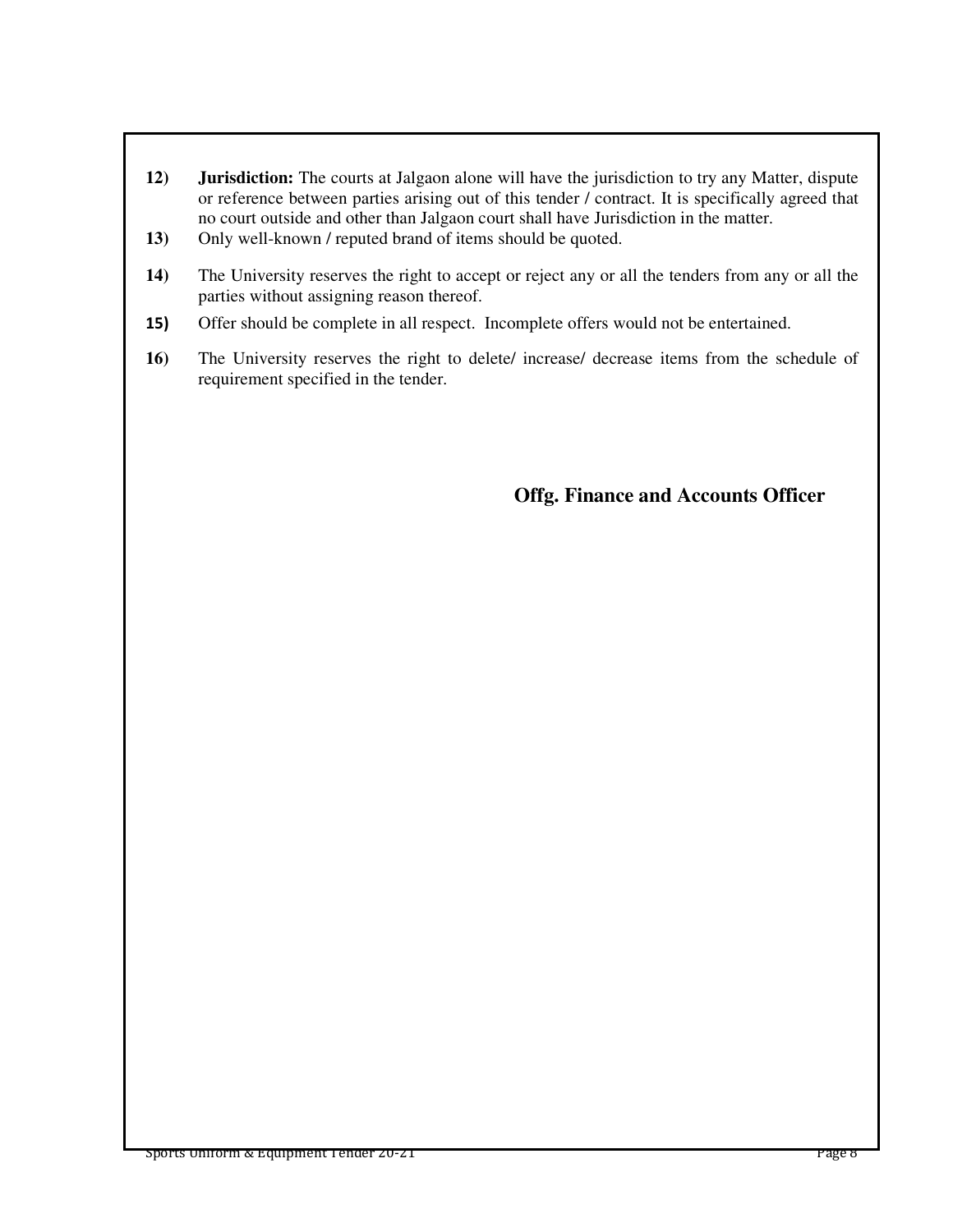12) **Jurisdiction:** The courts at Jalgaon alone will have the jurisdiction to try any Matter, dispute or reference between parties arising out of this tender / contract. It is specifically agreed that no court outside and other than Jalgaon court shall have Jurisdiction in the matter.

13) Only well-known / reputed brand of items should be quoted.

14) The University reserves the right to accept or reject any or all the tenders from any or all the parties without assigning reason thereof.

15) Offer should be complete in all respect. Incomplete offers would not be entertained.

16) The University reserves the right to delete/ increase/ decrease items from the schedule of requirement specified in the tender.

**Offg. Finance and Accounts Officer**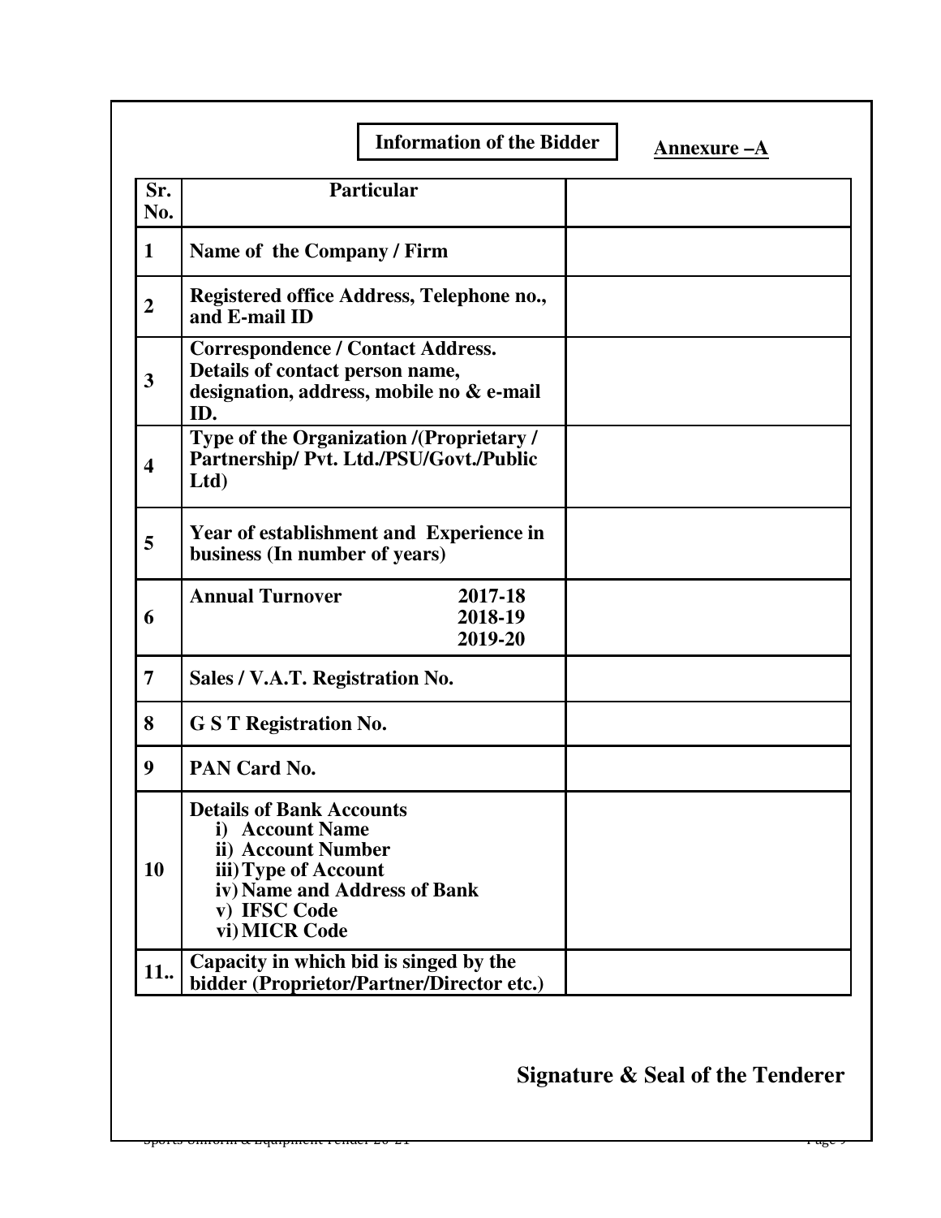**Information of the Bidder** **Annexure –A**

| Sr. No. | Particular | |
|---|---|---|
| 1 | **Name of the Company / Firm** | |
| 2 | **Registered office Address, Telephone no., and E-mail ID** | |
| 3 | **Correspondence / Contact Address. Details of contact person name, designation, address, mobile no & e-mail ID.** | |
| 4 | **Type of the Organization /(Proprietary / Partnership/ Pvt. Ltd./PSU/Govt./Public Ltd)** | |
| 5 | **Year of establishment and Experience in business (In number of years)** | |
| 6 | **Annual Turnover 2017-18 2018-19 2019-20** | |
| 7 | **Sales / V.A.T. Registration No.** | |
| 8 | **G S T Registration No.** | |
| 9 | **PAN Card No.** | |
| 10 | **Details of Bank Accounts i) Account Name ii) Account Number iii) Type of Account iv) Name and Address of Bank v) IFSC Code vi) MICR Code** | |
| 11.. | **Capacity in which bid is singed by the bidder (Proprietor/Partner/Director etc.)** | |

**Signature & Seal of the Tenderer**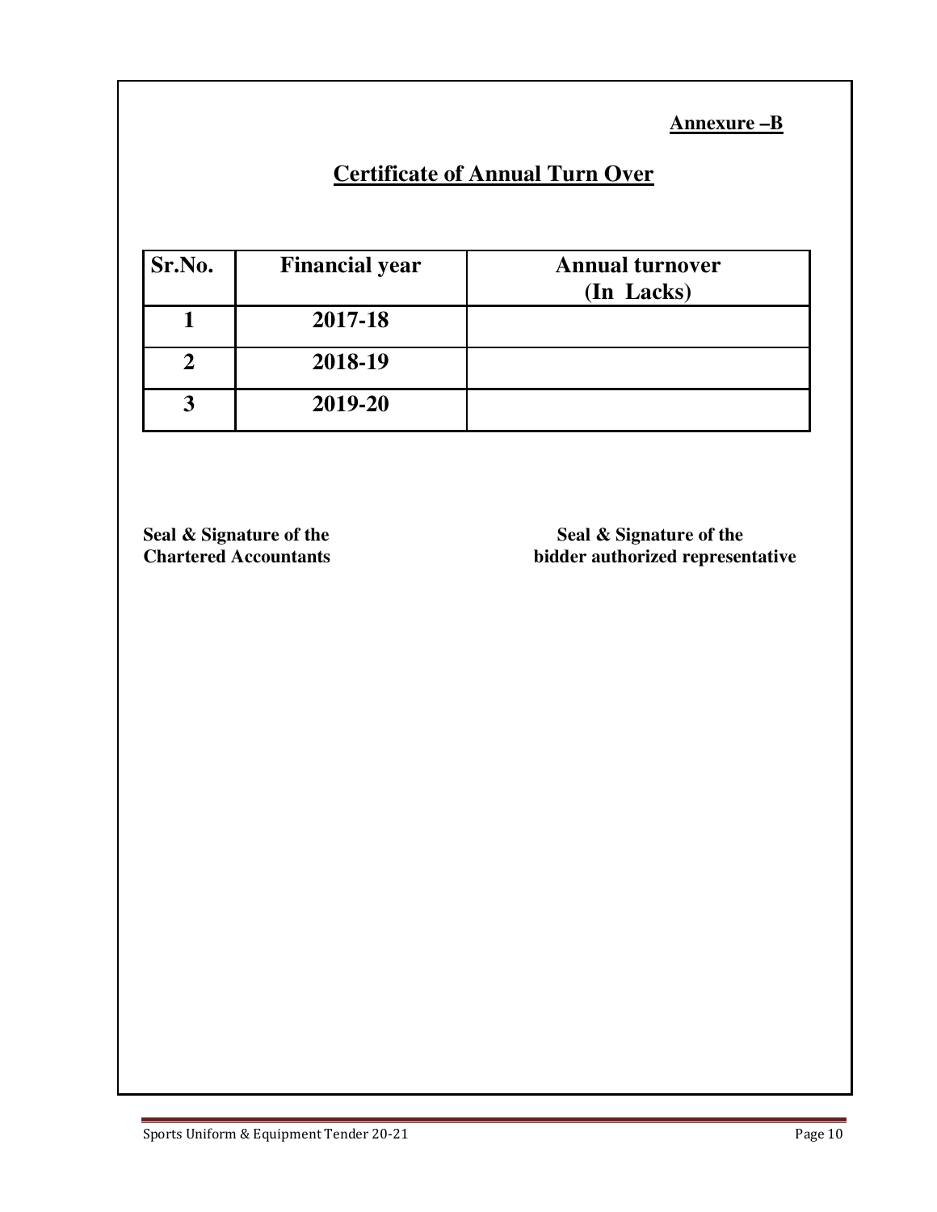**Annexure –B**

## Certificate of Annual Turn Over

| Sr.No. | Financial year | Annual turnover (In Lacks) |
|---|---|---|
| 1 | 2017-18 | |
| 2 | 2018-19 | |
| 3 | 2019-20 | |

**Seal & Signature of the Chartered Accountants**

**Seal & Signature of the bidder authorized representative**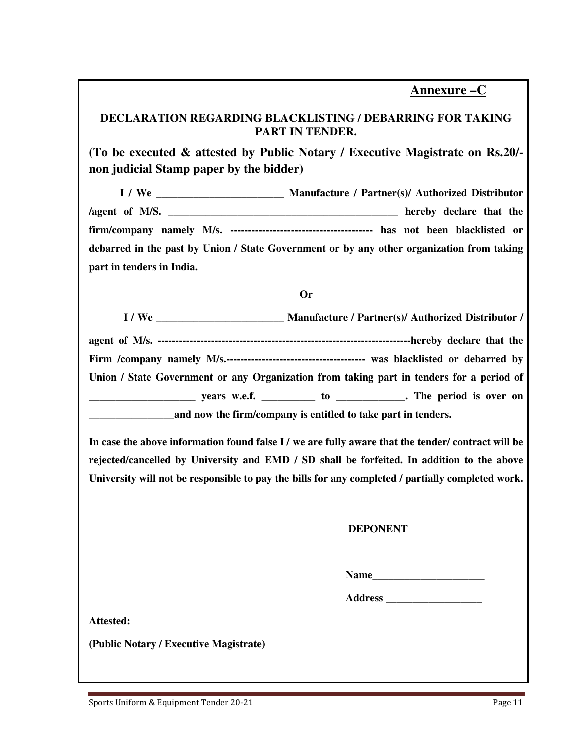**Annexure –C**

**DECLARATION REGARDING BLACKLISTING / DEBARRING FOR TAKING PART IN TENDER.**

**(To be executed & attested by Public Notary / Executive Magistrate on Rs.20/- non judicial Stamp paper by the bidder)**

**I / We ________________________ Manufacture / Partner(s)/ Authorized Distributor /agent of M/S. ___________________________________________ hereby declare that the firm/company namely M/s. --------------------------------------- has not been blacklisted or debarred in the past by Union / State Government or by any other organization from taking part in tenders in India.**

**Or**

**I / We ________________________ Manufacture / Partner(s)/ Authorized Distributor / agent of M/s. ---------------------------------------------------------------------hereby declare that the Firm /company namely M/s.-------------------------------------- was blacklisted or debarred by Union / State Government or any Organization from taking part in tenders for a period of ____________________ years w.e.f. __________ to _____________. The period is over on ________________and now the firm/company is entitled to take part in tenders.**

**In case the above information found false I / we are fully aware that the tender/ contract will be rejected/cancelled by University and EMD / SD shall be forfeited. In addition to the above University will not be responsible to pay the bills for any completed / partially completed work.**

**DEPONENT**

**Name_____________________**

**Address __________________**

**Attested:**

**(Public Notary / Executive Magistrate)**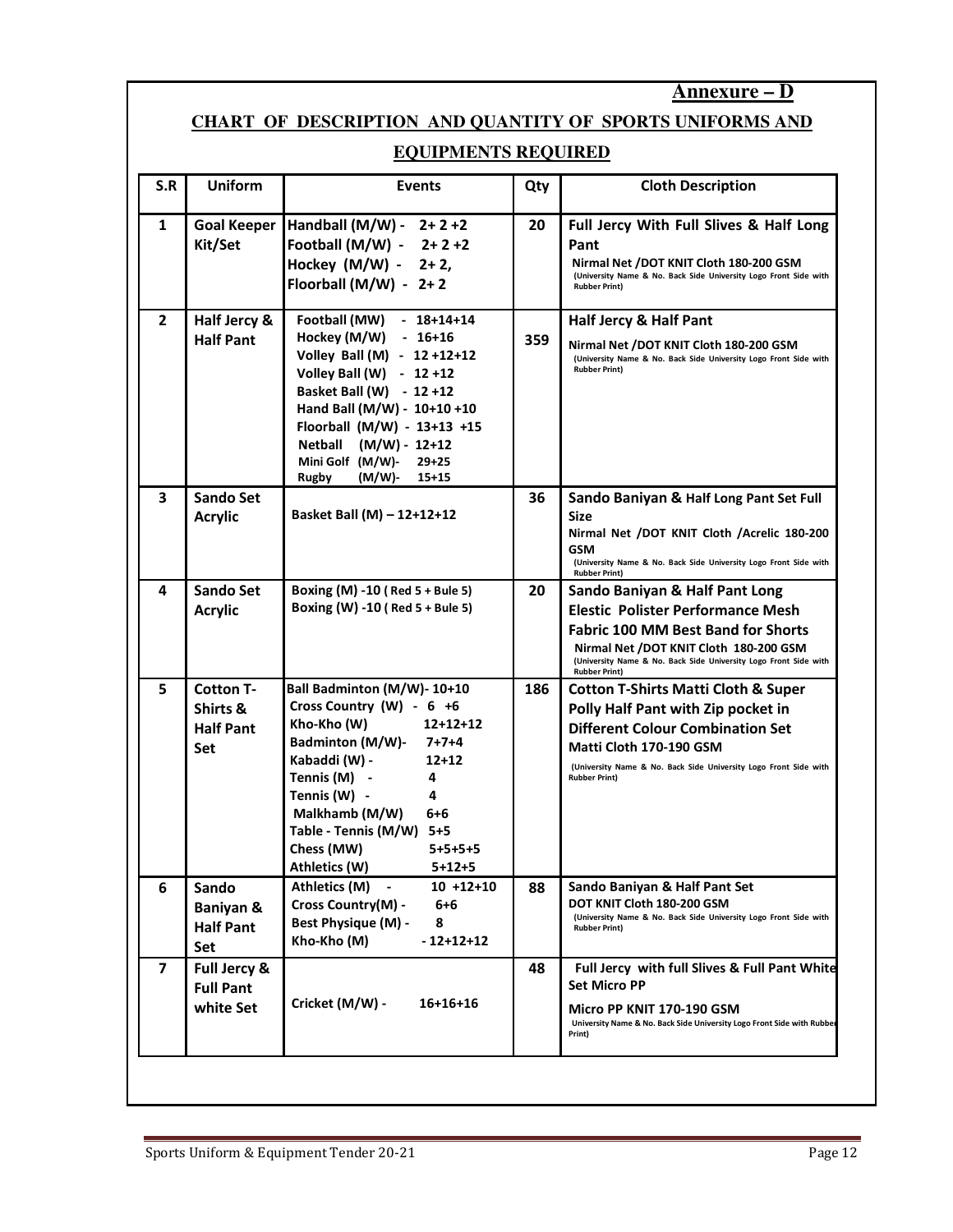**Annexure – D**

## CHART OF DESCRIPTION AND QUANTITY OF SPORTS UNIFORMS AND EQUIPMENTS REQUIRED

| S.R | Uniform | Events | Qty | Cloth Description |
|---|---|---|---|---|
| 1 | Goal Keeper Kit/Set | Handball (M/W) - 2+ 2 +2<br>Football (M/W) - 2+ 2 +2<br>Hockey (M/W) - 2+ 2,<br>Floorball (M/W) - 2+ 2 | 20 | Full Jercy With Full Slives & Half Long Pant<br>Nirmal Net /DOT KNIT Cloth 180-200 GSM<br>(University Name & No. Back Side University Logo Front Side with Rubber Print) |
| 2 | Half Jercy & Half Pant | Football (MW) - 18+14+14<br>Hockey (M/W) - 16+16<br>Volley Ball (M) - 12 +12+12<br>Volley Ball (W) - 12 +12<br>Basket Ball (W) - 12 +12<br>Hand Ball (M/W) - 10+10 +10<br>Floorball (M/W) - 13+13 +15<br>Netball (M/W) - 12+12<br>Mini Golf (M/W)- 29+25<br>Rugby (M/W)- 15+15 | 359 | Half Jercy & Half Pant<br>Nirmal Net /DOT KNIT Cloth 180-200 GSM<br>(University Name & No. Back Side University Logo Front Side with Rubber Print) |
| 3 | Sando Set Acrylic | Basket Ball (M) – 12+12+12 | 36 | Sando Baniyan & Half Long Pant Set Full Size<br>Nirmal Net /DOT KNIT Cloth /Acrelic 180-200 GSM<br>(University Name & No. Back Side University Logo Front Side with Rubber Print) |
| 4 | Sando Set Acrylic | Boxing (M) -10 ( Red 5 + Bule 5)<br>Boxing (W) -10 ( Red 5 + Bule 5) | 20 | Sando Baniyan & Half Pant Long Elestic Polister Performance Mesh Fabric 100 MM Best Band for Shorts<br>Nirmal Net /DOT KNIT Cloth 180-200 GSM<br>(University Name & No. Back Side University Logo Front Side with Rubber Print) |
| 5 | Cotton T-Shirts & Half Pant Set | Ball Badminton (M/W)- 10+10<br>Cross Country (W) - 6 +6<br>Kho-Kho (W) 12+12+12<br>Badminton (M/W)- 7+7+4<br>Kabaddi (W) - 12+12<br>Tennis (M) - 4<br>Tennis (W) - 4<br>Malkhamb (M/W) 6+6<br>Table - Tennis (M/W) 5+5<br>Chess (MW) 5+5+5+5<br>Athletics (W) 5+12+5 | 186 | Cotton T-Shirts Matti Cloth & Super Polly Half Pant with Zip pocket in Different Colour Combination Set<br>Matti Cloth 170-190 GSM<br>(University Name & No. Back Side University Logo Front Side with Rubber Print) |
| 6 | Sando Baniyan & Half Pant Set | Athletics (M) - 10 +12+10<br>Cross Country(M) - 6+6<br>Best Physique (M) - 8<br>Kho-Kho (M) - 12+12+12 | 88 | Sando Baniyan & Half Pant Set<br>DOT KNIT Cloth 180-200 GSM<br>(University Name & No. Back Side University Logo Front Side with Rubber Print) |
| 7 | Full Jercy & Full Pant white Set | Cricket (M/W) - 16+16+16 | 48 | Full Jercy with full Slives & Full Pant White Set Micro PP<br>Micro PP KNIT 170-190 GSM<br>University Name & No. Back Side University Logo Front Side with Rubber Print) |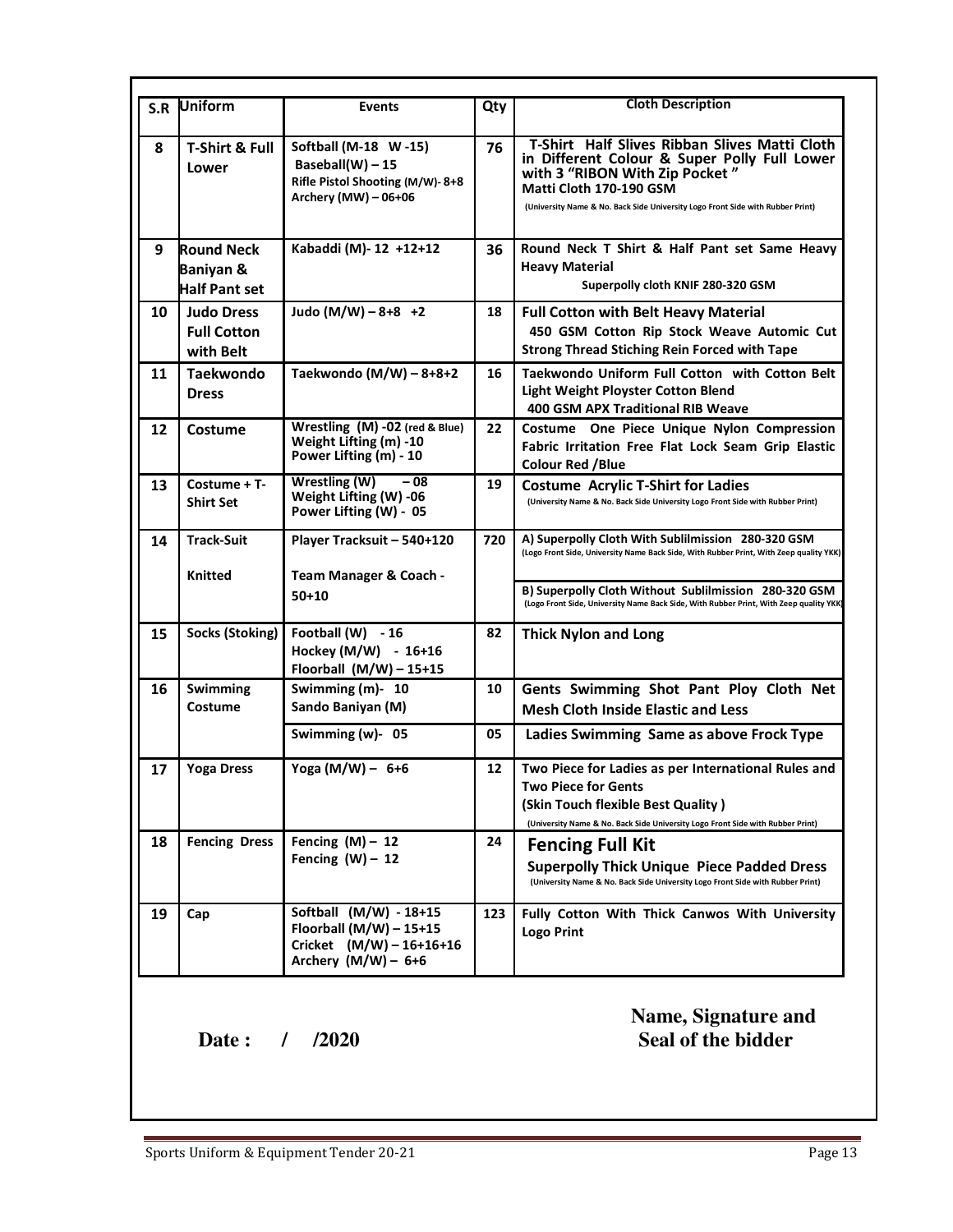| S.R | Uniform | Events | Qty | Cloth Description |
|---|---|---|---|---|
| 8 | T-Shirt & Full Lower | Softball (M-18 W -15)<br>Baseball(W) – 15<br>Rifle Pistol Shooting (M/W)- 8+8<br>Archery (MW) – 06+06 | 76 | T-Shirt Half Slives Ribban Slives Matti Cloth in Different Colour & Super Polly Full Lower with 3 "RIBON With Zip Pocket "<br>Matti Cloth 170-190 GSM<br>(University Name & No. Back Side University Logo Front Side with Rubber Print) |
| 9 | Round Neck Baniyan & Half Pant set | Kabaddi (M)- 12 +12+12 | 36 | Round Neck T Shirt & Half Pant set Same Heavy Heavy Material<br>Superpolly cloth KNIF 280-320 GSM |
| 10 | Judo Dress Full Cotton with Belt | Judo (M/W) – 8+8 +2 | 18 | Full Cotton with Belt Heavy Material<br>450 GSM Cotton Rip Stock Weave Automic Cut Strong Thread Stiching Rein Forced with Tape |
| 11 | Taekwondo Dress | Taekwondo (M/W) – 8+8+2 | 16 | Taekwondo Uniform Full Cotton with Cotton Belt Light Weight Ployster Cotton Blend<br>400 GSM APX Traditional RIB Weave |
| 12 | Costume | Wrestling (M) -02 (red & Blue)<br>Weight Lifting (m) -10<br>Power Lifting (m) - 10 | 22 | Costume One Piece Unique Nylon Compression Fabric Irritation Free Flat Lock Seam Grip Elastic Colour Red /Blue |
| 13 | Costume + T-Shirt Set | Wrestling (W) – 08<br>Weight Lifting (W) -06<br>Power Lifting (W) - 05 | 19 | Costume Acrylic T-Shirt for Ladies<br>(University Name & No. Back Side University Logo Front Side with Rubber Print) |
| 14 | Track-Suit<br>Knitted | Player Tracksuit – 540+120<br>Team Manager & Coach - 50+10 | 720 | A) Superpolly Cloth With Sublilmission 280-320 GSM<br>(Logo Front Side, University Name Back Side, With Rubber Print, With Zeep quality YKK)<br>B) Superpolly Cloth Without Sublilmission 280-320 GSM<br>(Logo Front Side, University Name Back Side, With Rubber Print, With Zeep quality YKK) |
| 15 | Socks (Stoking) | Football (W) - 16<br>Hockey (M/W) - 16+16<br>Floorball (M/W) – 15+15 | 82 | Thick Nylon and Long |
| 16 | Swimming Costume | Swimming (m)- 10<br>Sando Baniyan (M) | 10 | Gents Swimming Shot Pant Ploy Cloth Net Mesh Cloth Inside Elastic and Less |
| | | Swimming (w)- 05 | 05 | Ladies Swimming Same as above Frock Type |
| 17 | Yoga Dress | Yoga (M/W) – 6+6 | 12 | Two Piece for Ladies as per International Rules and Two Piece for Gents<br>(Skin Touch flexible Best Quality )<br>(University Name & No. Back Side University Logo Front Side with Rubber Print) |
| 18 | Fencing Dress | Fencing (M) – 12<br>Fencing (W) – 12 | 24 | Fencing Full Kit<br>Superpolly Thick Unique Piece Padded Dress<br>(University Name & No. Back Side University Logo Front Side with Rubber Print) |
| 19 | Cap | Softball (M/W) - 18+15<br>Floorball (M/W) – 15+15<br>Cricket (M/W) – 16+16+16<br>Archery (M/W) – 6+6 | 123 | Fully Cotton With Thick Canwos With University Logo Print |

**Date : / /2020**

**Name, Signature and Seal of the bidder**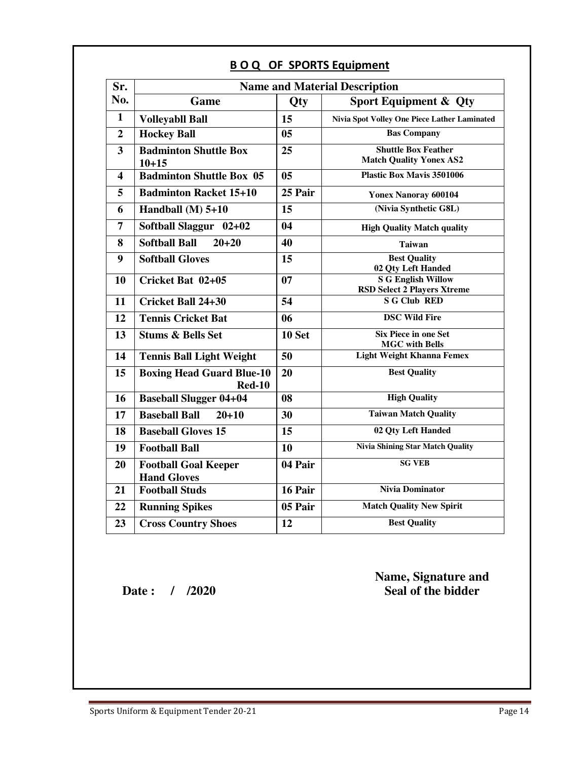## B O Q OF SPORTS Equipment

| Sr. No. | Name and Material Description | | |
|---|---|---|---|
| | **Game** | **Qty** | **Sport Equipment & Qty** |
| 1 | Volleyabll Ball | 15 | Nivia Spot Volley One Piece Lather Laminated |
| 2 | Hockey Ball | 05 | Bas Company |
| 3 | Badminton Shuttle Box 10+15 | 25 | Shuttle Box Feather Match Quality Yonex AS2 |
| 4 | Badminton Shuttle Box 05 | 05 | Plastic Box Mavis 3501006 |
| 5 | Badminton Racket 15+10 | 25 Pair | Yonex Nanoray 600104 |
| 6 | Handball (M) 5+10 | 15 | (Nivia Synthetic G8L) |
| 7 | Softball Slaggur 02+02 | 04 | High Quality Match quality |
| 8 | Softball Ball 20+20 | 40 | Taiwan |
| 9 | Softball Gloves | 15 | Best Quality 02 Qty Left Handed |
| 10 | Cricket Bat 02+05 | 07 | S G English Willow RSD Select 2 Players Xtreme |
| 11 | Cricket Ball 24+30 | 54 | S G Club RED |
| 12 | Tennis Cricket Bat | 06 | DSC Wild Fire |
| 13 | Stums & Bells Set | 10 Set | Six Piece in one Set MGC with Bells |
| 14 | Tennis Ball Light Weight | 50 | Light Weight Khanna Femex |
| 15 | Boxing Head Guard Blue-10 Red-10 | 20 | Best Quality |
| 16 | Baseball Slugger 04+04 | 08 | High Quality |
| 17 | Baseball Ball 20+10 | 30 | Taiwan Match Quality |
| 18 | Baseball Gloves 15 | 15 | 02 Qty Left Handed |
| 19 | Football Ball | 10 | Nivia Shining Star Match Quality |
| 20 | Football Goal Keeper Hand Gloves | 04 Pair | SG VEB |
| 21 | Football Studs | 16 Pair | Nivia Dominator |
| 22 | Running Spikes | 05 Pair | Match Quality New Spirit |
| 23 | Cross Country Shoes | 12 | Best Quality |

**Date : / /2020**

**Name, Signature and Seal of the bidder**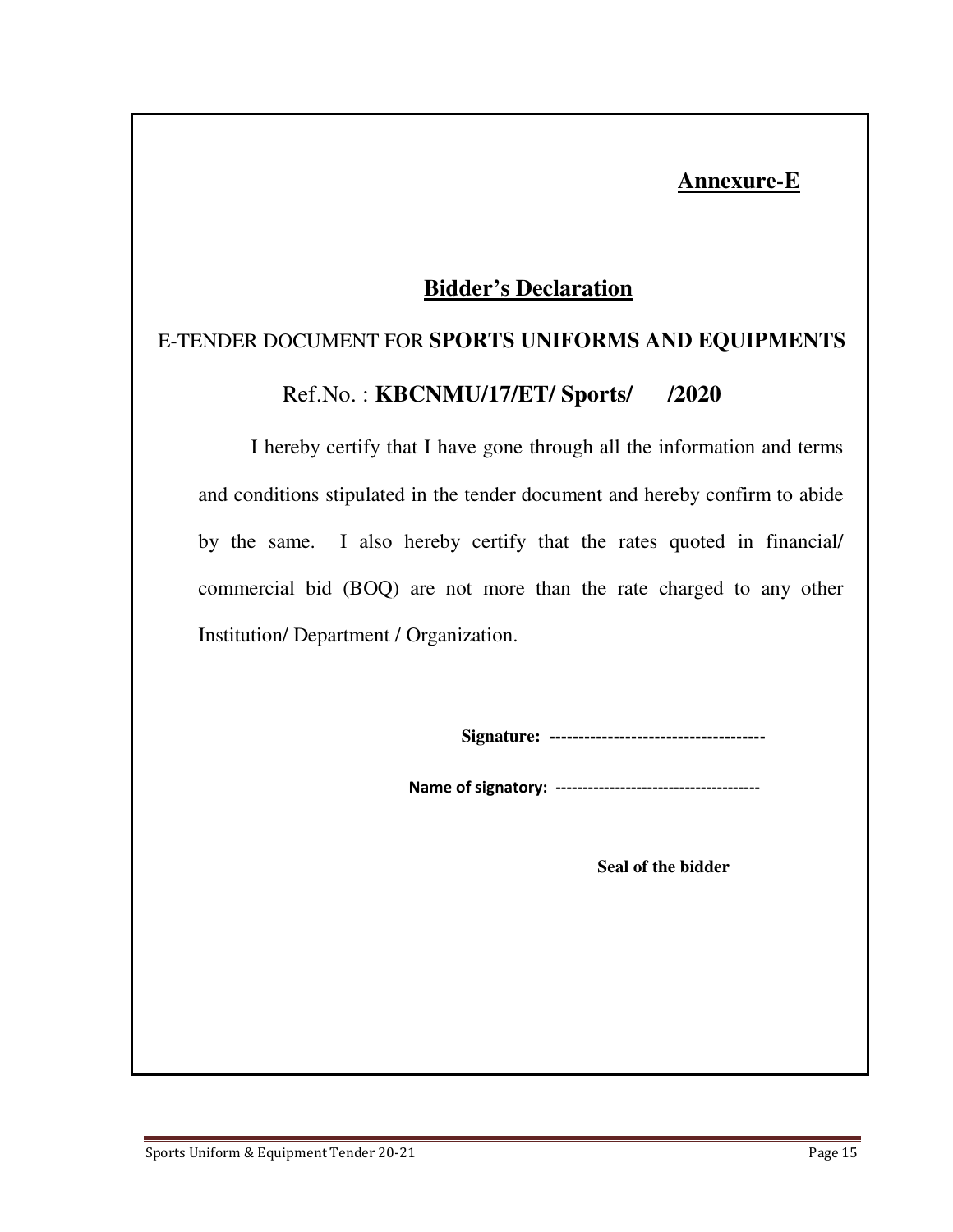**Annexure-E**

## Bidder’s Declaration

E-TENDER DOCUMENT FOR **SPORTS UNIFORMS AND EQUIPMENTS**

Ref.No. : **KBCNMU/17/ET/ Sports/      /2020**

I hereby certify that I have gone through all the information and terms and conditions stipulated in the tender document and hereby confirm to abide by the same. I also hereby certify that the rates quoted in financial/ commercial bid (BOQ) are not more than the rate charged to any other Institution/ Department / Organization.

**Signature: -------------------------------------**

**Name of signatory: -------------------------------------**

**Seal of the bidder**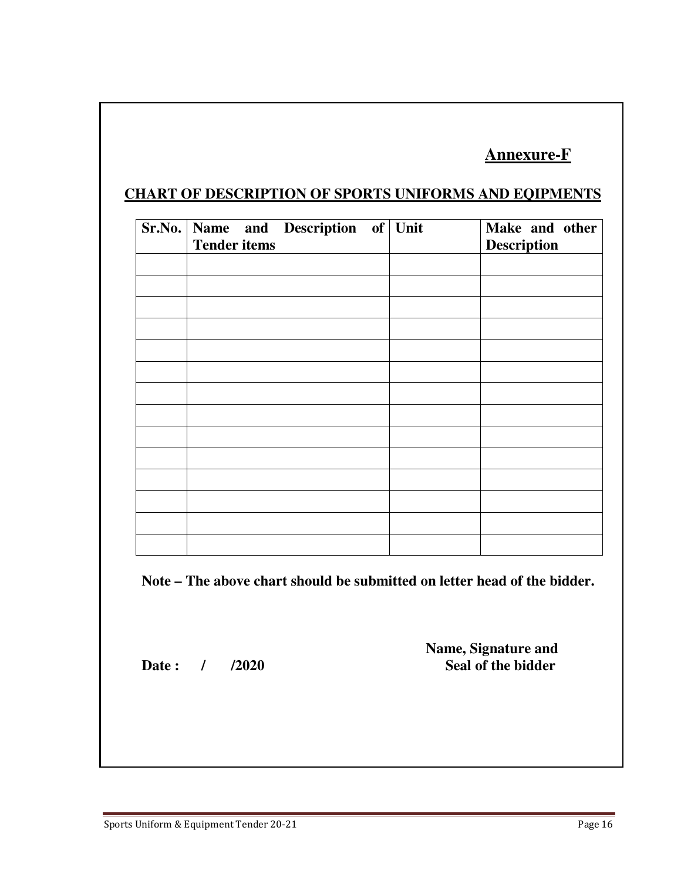**Annexure-F**

## CHART OF DESCRIPTION OF SPORTS UNIFORMS AND EQIPMENTS

| Sr.No. | Name and Description of Tender items | Unit | Make and other Description |
|---|---|---|---|
| | | | |
| | | | |
| | | | |
| | | | |
| | | | |
| | | | |
| | | | |
| | | | |
| | | | |
| | | | |
| | | | |
| | | | |
| | | | |
| | | | |

**Note – The above chart should be submitted on letter head of the bidder.**

**Date : / /2020**

**Name, Signature and Seal of the bidder**